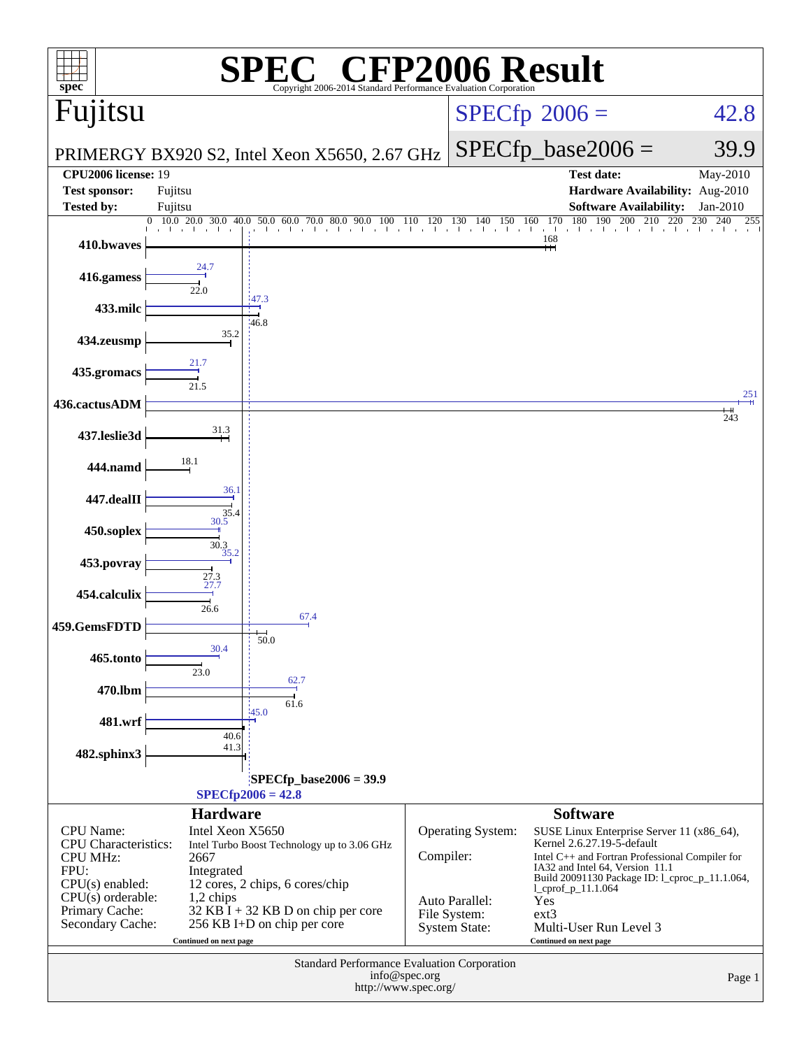# SPEC® CFP2006 Result

Copyright 2006-2014 Standard Performance Evaluation Corporation

## Fujitsu

PRIMERGY BX920 S2, Intel Xeon X5650, 2.67 GHz

SPECfp 2006 = 42.8

SPECfp_base2006 = 39.9

| | | | |
|---|---|---|---|
| **CPU2006 license:** 19 | | **Test date:** | May-2010 |
| **Test sponsor:** | Fujitsu | **Hardware Availability:** | Aug-2010 |
| **Tested by:** | Fujitsu | **Software Availability:** | Jan-2010 |

| Benchmark | Peak | Base |
|---|---|---|
| 410.bwaves | | 168 |
| 416.gamess | 24.7 | 22.0 |
| 433.milc | 47.3 | 46.8 |
| 434.zeusmp | | 35.2 |
| 435.gromacs | 21.7 | 21.5 |
| 436.cactusADM | 251 | 243 |
| 437.leslie3d | | 31.3 |
| 444.namd | | 18.1 |
| 447.dealII | 36.1 | 35.4 |
| 450.soplex | 30.5 | 30.3 |
| 453.povray | 35.2 | 27.3 |
| 454.calculix | 27.7 | 26.6 |
| 459.GemsFDTD | 67.4 | 50.0 |
| 465.tonto | 30.4 | 23.0 |
| 470.lbm | 62.7 | 61.6 |
| 481.wrf | 45.0 | 40.6 |
| 482.sphinx3 | | 41.3 |

SPECfp_base2006 = 39.9

SPECfp2006 = 42.8

### Hardware

| | |
|---|---|
| CPU Name: | Intel Xeon X5650 |
| CPU Characteristics: | Intel Turbo Boost Technology up to 3.06 GHz |
| CPU MHz: | 2667 |
| FPU: | Integrated |
| CPU(s) enabled: | 12 cores, 2 chips, 6 cores/chip |
| CPU(s) orderable: | 1,2 chips |
| Primary Cache: | 32 KB I + 32 KB D on chip per core |
| Secondary Cache: | 256 KB I+D on chip per core |

Continued on next page

### Software

| | |
|---|---|
| Operating System: | SUSE Linux Enterprise Server 11 (x86_64), Kernel 2.6.27.19-5-default |
| Compiler: | Intel C++ and Fortran Professional Compiler for IA32 and Intel 64, Version 11.1 Build 20091130 Package ID: l_cproc_p_11.1.064, l_cprof_p_11.1.064 |
| Auto Parallel: | Yes |
| File System: | ext3 |
| System State: | Multi-User Run Level 3 |

Continued on next page

Standard Performance Evaluation Corporation
info@spec.org
http://www.spec.org/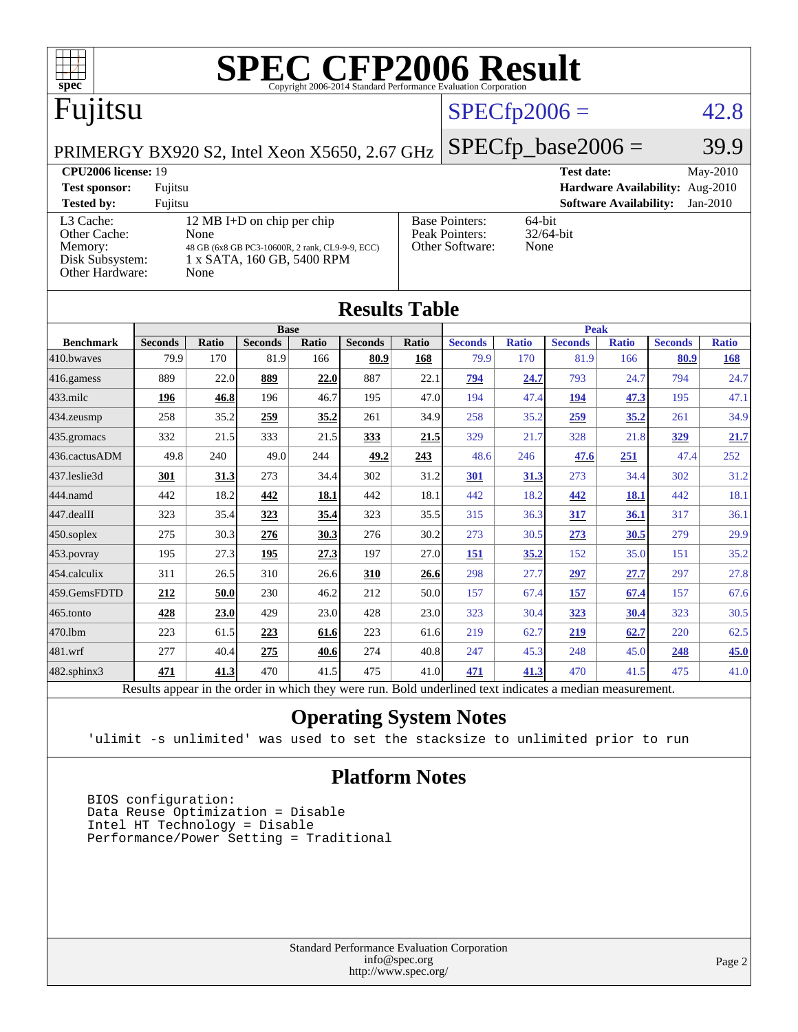# SPEC CFP2006 Result

Copyright 2006-2014 Standard Performance Evaluation Corporation

## Fujitsu

PRIMERGY BX920 S2, Intel Xeon X5650, 2.67 GHz

SPECfp2006 = 42.8

SPECfp_base2006 = 39.9

| | | | |
|---|---|---|---|
| **CPU2006 license:** 19 | | **Test date:** | May-2010 |
| **Test sponsor:** | Fujitsu | **Hardware Availability:** | Aug-2010 |
| **Tested by:** | Fujitsu | **Software Availability:** | Jan-2010 |

| | |
|---|---|
| L3 Cache: | 12 MB I+D on chip per chip |
| Other Cache: | None |
| Memory: | 48 GB (6x8 GB PC3-10600R, 2 rank, CL9-9-9, ECC) |
| Disk Subsystem: | 1 x SATA, 160 GB, 5400 RPM |
| Other Hardware: | None |

| | |
|---|---|
| Base Pointers: | 64-bit |
| Peak Pointers: | 32/64-bit |
| Other Software: | None |

## Results Table

| Benchmark | Base | | | | | | Peak | | | | | |
|---|---|---|---|---|---|---|---|---|---|---|---|---|
| | Seconds | Ratio | Seconds | Ratio | Seconds | Ratio | Seconds | Ratio | Seconds | Ratio | Seconds | Ratio |
| 410.bwaves | 79.9 | 170 | 81.9 | 166 | **80.9** | **168** | 79.9 | 170 | 81.9 | 166 | **80.9** | **168** |
| 416.gamess | 889 | 22.0 | **889** | **22.0** | 887 | 22.1 | **794** | **24.7** | 793 | 24.7 | 794 | 24.7 |
| 433.milc | **196** | **46.8** | 196 | 46.7 | 195 | 47.0 | 194 | 47.4 | **194** | **47.3** | 195 | 47.1 |
| 434.zeusmp | 258 | 35.2 | **259** | **35.2** | 261 | 34.9 | 258 | 35.2 | **259** | **35.2** | 261 | 34.9 |
| 435.gromacs | 332 | 21.5 | 333 | 21.5 | **333** | **21.5** | 329 | 21.7 | 328 | 21.8 | **329** | **21.7** |
| 436.cactusADM | 49.8 | 240 | 49.0 | 244 | **49.2** | **243** | 48.6 | 246 | **47.6** | **251** | 47.4 | 252 |
| 437.leslie3d | **301** | **31.3** | 273 | 34.4 | 302 | 31.2 | **301** | **31.3** | 273 | 34.4 | 302 | 31.2 |
| 444.namd | 442 | 18.2 | **442** | **18.1** | 442 | 18.1 | 442 | 18.2 | **442** | **18.1** | 442 | 18.1 |
| 447.dealII | 323 | 35.4 | **323** | **35.4** | 323 | 35.5 | 315 | 36.3 | **317** | **36.1** | 317 | 36.1 |
| 450.soplex | 275 | 30.3 | **276** | **30.3** | 276 | 30.2 | 273 | 30.5 | **273** | **30.5** | 279 | 29.9 |
| 453.povray | 195 | 27.3 | **195** | **27.3** | 197 | 27.0 | **151** | **35.2** | 152 | 35.0 | 151 | 35.2 |
| 454.calculix | 311 | 26.5 | 310 | 26.6 | **310** | **26.6** | 298 | 27.7 | **297** | **27.7** | 297 | 27.8 |
| 459.GemsFDTD | **212** | **50.0** | 230 | 46.2 | 212 | 50.0 | 157 | 67.4 | **157** | **67.4** | 157 | 67.6 |
| 465.tonto | **428** | **23.0** | 429 | 23.0 | 428 | 23.0 | 323 | 30.4 | **323** | **30.4** | 323 | 30.5 |
| 470.lbm | 223 | 61.5 | **223** | **61.6** | 223 | 61.6 | 219 | 62.7 | **219** | **62.7** | 220 | 62.5 |
| 481.wrf | 277 | 40.4 | **275** | **40.6** | 274 | 40.8 | 247 | 45.3 | 248 | 45.0 | **248** | **45.0** |
| 482.sphinx3 | **471** | **41.3** | 470 | 41.5 | 475 | 41.0 | **471** | **41.3** | 470 | 41.5 | 475 | 41.0 |

Results appear in the order in which they were run. Bold underlined text indicates a median measurement.

## Operating System Notes

```
'ulimit -s unlimited' was used to set the stacksize to unlimited prior to run
```

## Platform Notes

```
BIOS configuration:
Data Reuse Optimization = Disable
Intel HT Technology = Disable
Performance/Power Setting = Traditional
```

Standard Performance Evaluation Corporation
info@spec.org
http://www.spec.org/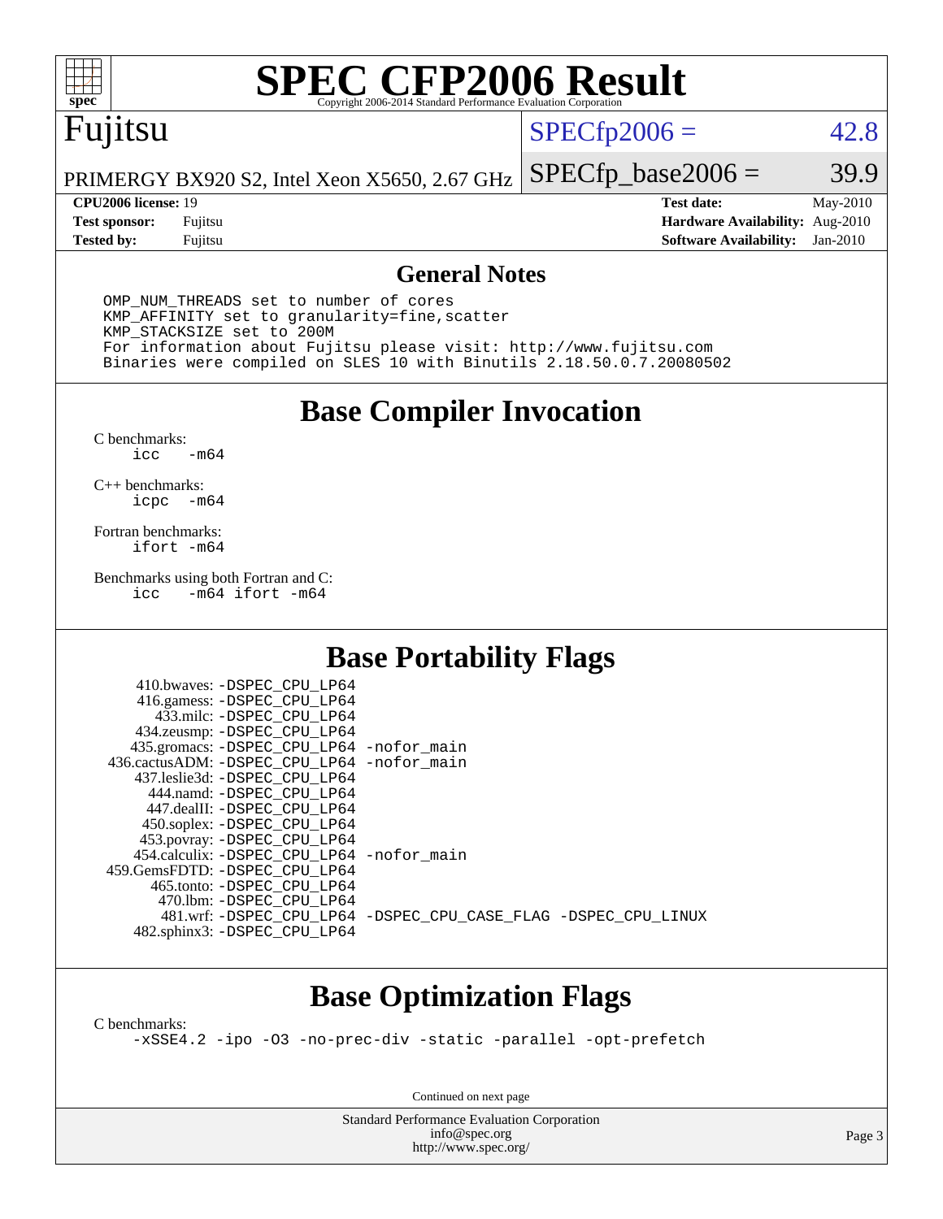# SPEC CFP2006 Result

Copyright 2006-2014 Standard Performance Evaluation Corporation

**Fujitsu**

PRIMERGY BX920 S2, Intel Xeon X5650, 2.67 GHz

SPECfp2006 = 42.8

SPECfp_base2006 = 39.9

| | | | |
|---|---|---|---|
| **CPU2006 license:** | 19 | **Test date:** | May-2010 |
| **Test sponsor:** | Fujitsu | **Hardware Availability:** | Aug-2010 |
| **Tested by:** | Fujitsu | **Software Availability:** | Jan-2010 |

## General Notes

```
OMP_NUM_THREADS set to number of cores
KMP_AFFINITY set to granularity=fine,scatter
KMP_STACKSIZE set to 200M
For information about Fujitsu please visit: http://www.fujitsu.com
Binaries were compiled on SLES 10 with Binutils 2.18.50.0.7.20080502
```

## Base Compiler Invocation

C benchmarks:
```
icc   -m64
```

C++ benchmarks:
```
icpc  -m64
```

Fortran benchmarks:
```
ifort -m64
```

Benchmarks using both Fortran and C:
```
icc   -m64 ifort -m64
```

## Base Portability Flags

| Benchmark | Flags |
|---|---|
| 410.bwaves: | -DSPEC_CPU_LP64 |
| 416.gamess: | -DSPEC_CPU_LP64 |
| 433.milc: | -DSPEC_CPU_LP64 |
| 434.zeusmp: | -DSPEC_CPU_LP64 |
| 435.gromacs: | -DSPEC_CPU_LP64 -nofor_main |
| 436.cactusADM: | -DSPEC_CPU_LP64 -nofor_main |
| 437.leslie3d: | -DSPEC_CPU_LP64 |
| 444.namd: | -DSPEC_CPU_LP64 |
| 447.dealII: | -DSPEC_CPU_LP64 |
| 450.soplex: | -DSPEC_CPU_LP64 |
| 453.povray: | -DSPEC_CPU_LP64 |
| 454.calculix: | -DSPEC_CPU_LP64 -nofor_main |
| 459.GemsFDTD: | -DSPEC_CPU_LP64 |
| 465.tonto: | -DSPEC_CPU_LP64 |
| 470.lbm: | -DSPEC_CPU_LP64 |
| 481.wrf: | -DSPEC_CPU_LP64 -DSPEC_CPU_CASE_FLAG -DSPEC_CPU_LINUX |
| 482.sphinx3: | -DSPEC_CPU_LP64 |

## Base Optimization Flags

C benchmarks:
```
-xSSE4.2 -ipo -O3 -no-prec-div -static -parallel -opt-prefetch
```

Continued on next page

Standard Performance Evaluation Corporation
info@spec.org
http://www.spec.org/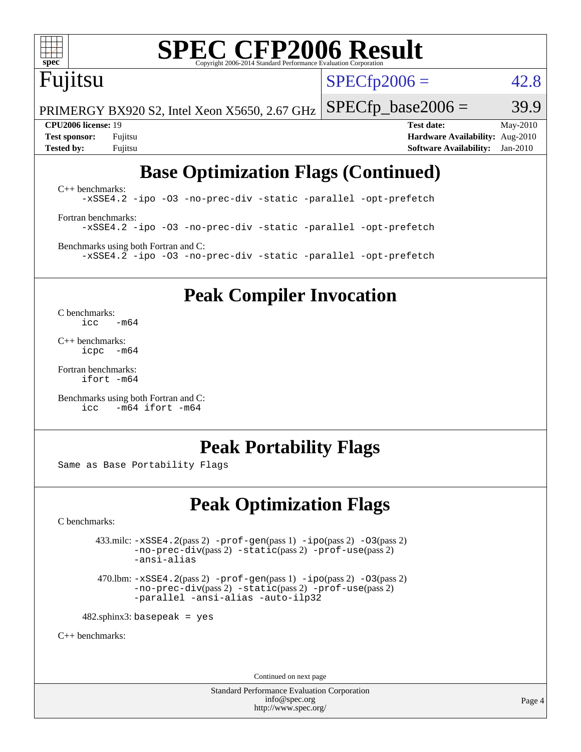# SPEC CFP2006 Result

Copyright 2006-2014 Standard Performance Evaluation Corporation

Fujitsu

PRIMERGY BX920 S2, Intel Xeon X5650, 2.67 GHz

SPECfp2006 = 42.8

SPECfp_base2006 = 39.9

**CPU2006 license:** 19
**Test sponsor:** Fujitsu
**Tested by:** Fujitsu

**Test date:** May-2010
**Hardware Availability:** Aug-2010
**Software Availability:** Jan-2010

## Base Optimization Flags (Continued)

C++ benchmarks:
```
-xSSE4.2 -ipo -O3 -no-prec-div -static -parallel -opt-prefetch
```

Fortran benchmarks:
```
-xSSE4.2 -ipo -O3 -no-prec-div -static -parallel -opt-prefetch
```

Benchmarks using both Fortran and C:
```
-xSSE4.2 -ipo -O3 -no-prec-div -static -parallel -opt-prefetch
```

## Peak Compiler Invocation

C benchmarks:
```
icc   -m64
```

C++ benchmarks:
```
icpc  -m64
```

Fortran benchmarks:
```
ifort -m64
```

Benchmarks using both Fortran and C:
```
icc   -m64 ifort -m64
```

## Peak Portability Flags

Same as Base Portability Flags

## Peak Optimization Flags

C benchmarks:

433.milc: -xSSE4.2(pass 2) -prof-gen(pass 1) -ipo(pass 2) -O3(pass 2) -no-prec-div(pass 2) -static(pass 2) -prof-use(pass 2) -ansi-alias

470.lbm: -xSSE4.2(pass 2) -prof-gen(pass 1) -ipo(pass 2) -O3(pass 2) -no-prec-div(pass 2) -static(pass 2) -prof-use(pass 2) -parallel -ansi-alias -auto-ilp32

482.sphinx3: basepeak = yes

C++ benchmarks:

Continued on next page

Standard Performance Evaluation Corporation
info@spec.org
http://www.spec.org/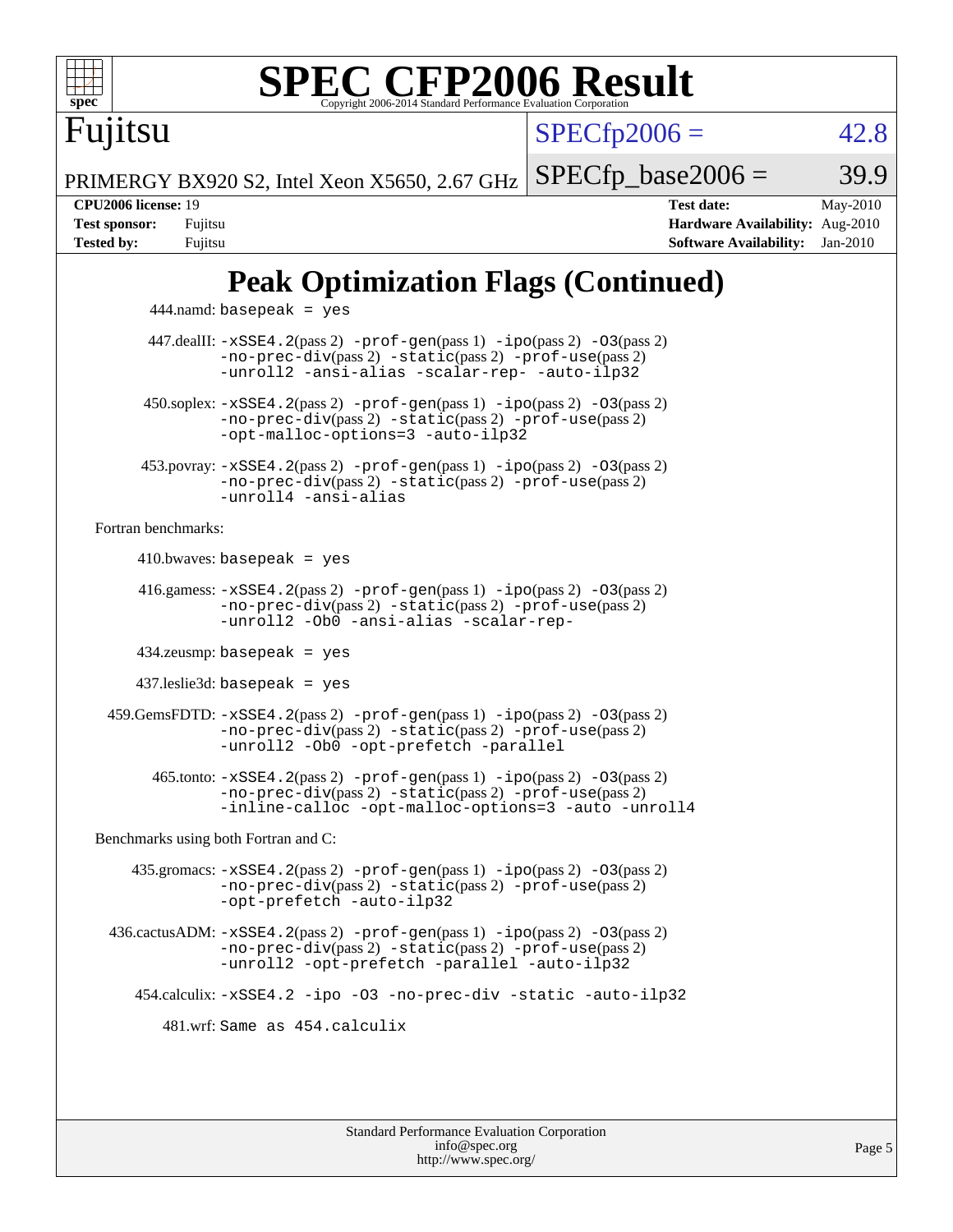# SPEC CFP2006 Result

Copyright 2006-2014 Standard Performance Evaluation Corporation

## Fujitsu

PRIMERGY BX920 S2, Intel Xeon X5650, 2.67 GHz

SPECfp2006 = 42.8

SPECfp_base2006 = 39.9

| | | | |
|---|---|---|---|
| **CPU2006 license:** 19 | | **Test date:** | May-2010 |
| **Test sponsor:** | Fujitsu | **Hardware Availability:** | Aug-2010 |
| **Tested by:** | Fujitsu | **Software Availability:** | Jan-2010 |

## Peak Optimization Flags (Continued)

444.namd: `basepeak = yes`

447.dealII: `-xSSE4.2`(pass 2) `-prof-gen`(pass 1) `-ipo`(pass 2) `-O3`(pass 2) `-no-prec-div`(pass 2) `-static`(pass 2) `-prof-use`(pass 2) `-unroll2 -ansi-alias -scalar-rep- -auto-ilp32`

450.soplex: `-xSSE4.2`(pass 2) `-prof-gen`(pass 1) `-ipo`(pass 2) `-O3`(pass 2) `-no-prec-div`(pass 2) `-static`(pass 2) `-prof-use`(pass 2) `-opt-malloc-options=3 -auto-ilp32`

453.povray: `-xSSE4.2`(pass 2) `-prof-gen`(pass 1) `-ipo`(pass 2) `-O3`(pass 2) `-no-prec-div`(pass 2) `-static`(pass 2) `-prof-use`(pass 2) `-unroll4 -ansi-alias`

Fortran benchmarks:

410.bwaves: `basepeak = yes`

416.gamess: `-xSSE4.2`(pass 2) `-prof-gen`(pass 1) `-ipo`(pass 2) `-O3`(pass 2) `-no-prec-div`(pass 2) `-static`(pass 2) `-prof-use`(pass 2) `-unroll2 -Ob0 -ansi-alias -scalar-rep-`

434.zeusmp: `basepeak = yes`

437.leslie3d: `basepeak = yes`

459.GemsFDTD: `-xSSE4.2`(pass 2) `-prof-gen`(pass 1) `-ipo`(pass 2) `-O3`(pass 2) `-no-prec-div`(pass 2) `-static`(pass 2) `-prof-use`(pass 2) `-unroll2 -Ob0 -opt-prefetch -parallel`

465.tonto: `-xSSE4.2`(pass 2) `-prof-gen`(pass 1) `-ipo`(pass 2) `-O3`(pass 2) `-no-prec-div`(pass 2) `-static`(pass 2) `-prof-use`(pass 2) `-inline-calloc -opt-malloc-options=3 -auto -unroll4`

Benchmarks using both Fortran and C:

435.gromacs: `-xSSE4.2`(pass 2) `-prof-gen`(pass 1) `-ipo`(pass 2) `-O3`(pass 2) `-no-prec-div`(pass 2) `-static`(pass 2) `-prof-use`(pass 2) `-opt-prefetch -auto-ilp32`

436.cactusADM: `-xSSE4.2`(pass 2) `-prof-gen`(pass 1) `-ipo`(pass 2) `-O3`(pass 2) `-no-prec-div`(pass 2) `-static`(pass 2) `-prof-use`(pass 2) `-unroll2 -opt-prefetch -parallel -auto-ilp32`

454.calculix: `-xSSE4.2 -ipo -O3 -no-prec-div -static -auto-ilp32`

481.wrf: `Same as 454.calculix`

Standard Performance Evaluation Corporation
info@spec.org
http://www.spec.org/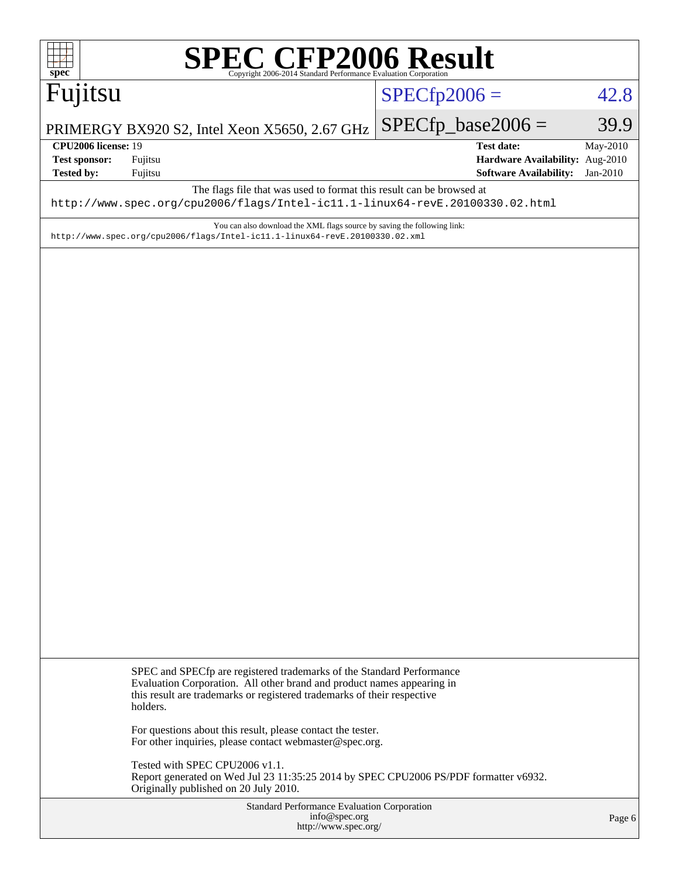The flags file that was used to format this result can be browsed at
http://www.spec.org/cpu2006/flags/Intel-ic11.1-linux64-revE.20100330.02.html

You can also download the XML flags source by saving the following link:
http://www.spec.org/cpu2006/flags/Intel-ic11.1-linux64-revE.20100330.02.xml

SPEC and SPECfp are registered trademarks of the Standard Performance Evaluation Corporation. All other brand and product names appearing in this result are trademarks or registered trademarks of their respective holders.

For questions about this result, please contact the tester.
For other inquiries, please contact webmaster@spec.org.

Tested with SPEC CPU2006 v1.1.
Report generated on Wed Jul 23 11:35:25 2014 by SPEC CPU2006 PS/PDF formatter v6932.
Originally published on 20 July 2010.